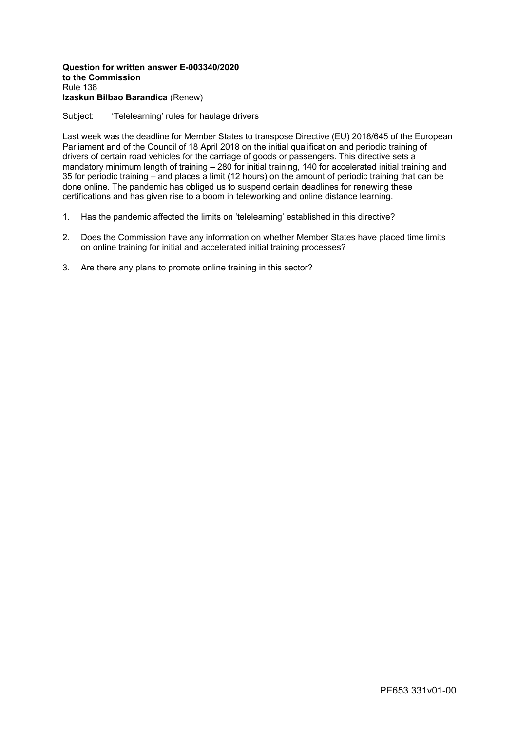**Question for written answer E-003340/2020**
**to the Commission**
Rule 138
**Izaskun Bilbao Barandica** (Renew)

Subject: 'Telelearning' rules for haulage drivers

Last week was the deadline for Member States to transpose Directive (EU) 2018/645 of the European Parliament and of the Council of 18 April 2018 on the initial qualification and periodic training of drivers of certain road vehicles for the carriage of goods or passengers. This directive sets a mandatory minimum length of training – 280 for initial training, 140 for accelerated initial training and 35 for periodic training – and places a limit (12 hours) on the amount of periodic training that can be done online. The pandemic has obliged us to suspend certain deadlines for renewing these certifications and has given rise to a boom in teleworking and online distance learning.

1. Has the pandemic affected the limits on 'telelearning' established in this directive?

2. Does the Commission have any information on whether Member States have placed time limits on online training for initial and accelerated initial training processes?

3. Are there any plans to promote online training in this sector?

PE653.331v01-00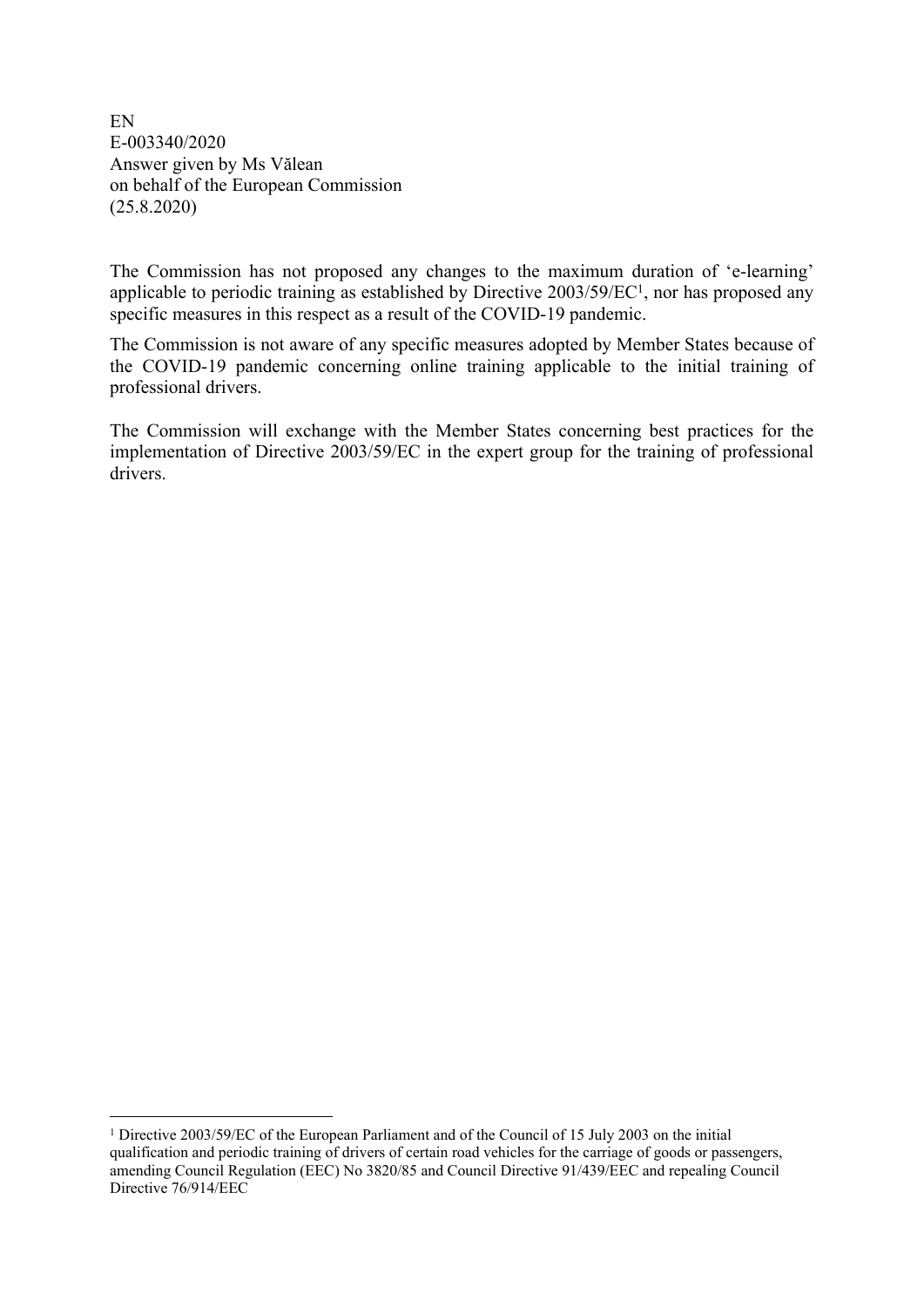EN
E-003340/2020
Answer given by Ms Vălean
on behalf of the European Commission
(25.8.2020)

The Commission has not proposed any changes to the maximum duration of 'e-learning' applicable to periodic training as established by Directive 2003/59/EC[1], nor has proposed any specific measures in this respect as a result of the COVID-19 pandemic.

The Commission is not aware of any specific measures adopted by Member States because of the COVID-19 pandemic concerning online training applicable to the initial training of professional drivers.

The Commission will exchange with the Member States concerning best practices for the implementation of Directive 2003/59/EC in the expert group for the training of professional drivers.

[1] Directive 2003/59/EC of the European Parliament and of the Council of 15 July 2003 on the initial qualification and periodic training of drivers of certain road vehicles for the carriage of goods or passengers, amending Council Regulation (EEC) No 3820/85 and Council Directive 91/439/EEC and repealing Council Directive 76/914/EEC